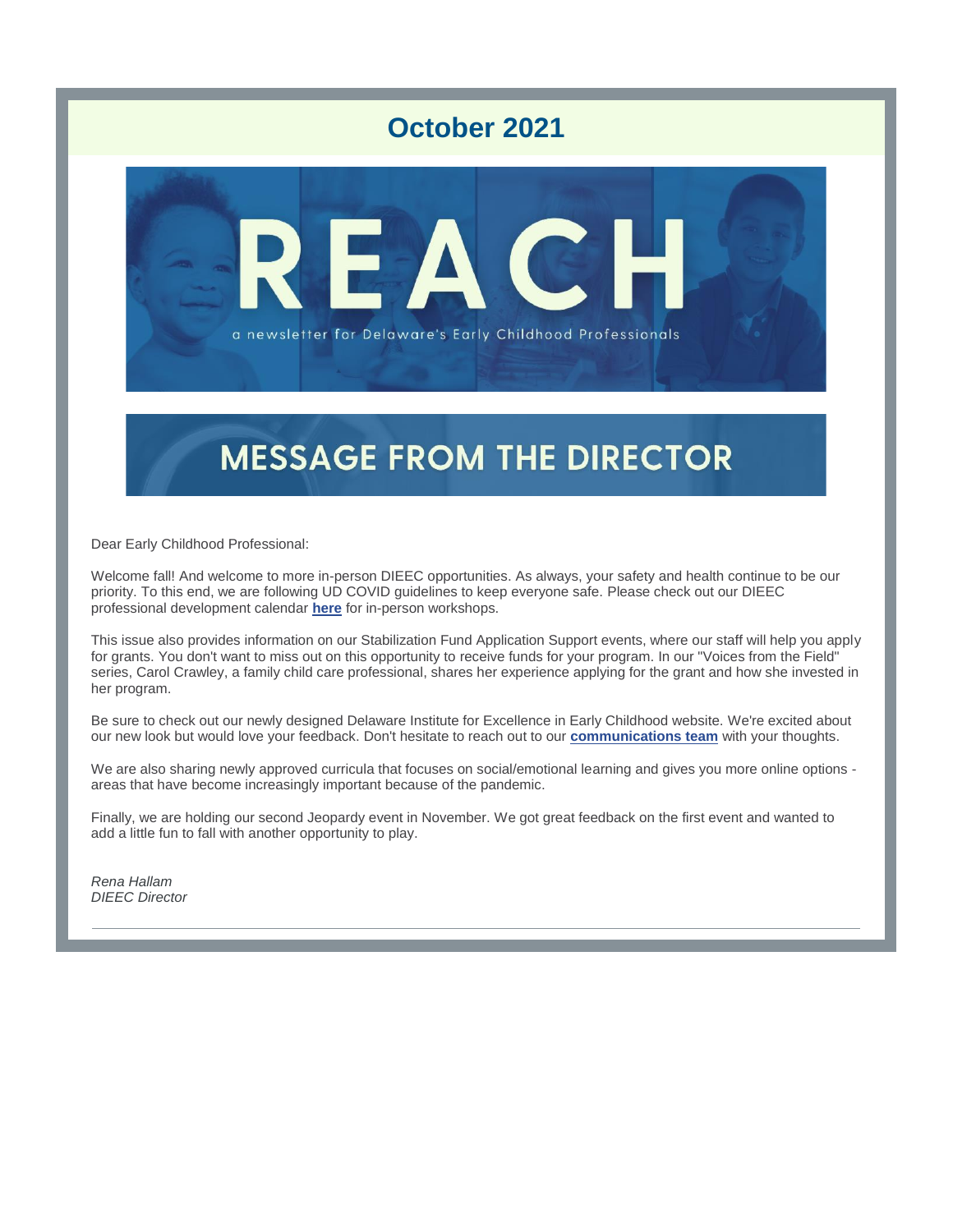# October 2021

# REACH

a newsletter for Delaware's Early Childhood Professionals

## MESSAGE FROM THE DIRECTOR

Dear Early Childhood Professional:

Welcome fall! And welcome to more in-person DIEEC opportunities. As always, your safety and health continue to be our priority. To this end, we are following UD COVID guidelines to keep everyone safe. Please check out our DIEEC professional development calendar **here** for in-person workshops.

This issue also provides information on our Stabilization Fund Application Support events, where our staff will help you apply for grants. You don't want to miss out on this opportunity to receive funds for your program. In our "Voices from the Field" series, Carol Crawley, a family child care professional, shares her experience applying for the grant and how she invested in her program.

Be sure to check out our newly designed Delaware Institute for Excellence in Early Childhood website. We're excited about our new look but would love your feedback. Don't hesitate to reach out to our **communications team** with your thoughts.

We are also sharing newly approved curricula that focuses on social/emotional learning and gives you more online options - areas that have become increasingly important because of the pandemic.

Finally, we are holding our second Jeopardy event in November. We got great feedback on the first event and wanted to add a little fun to fall with another opportunity to play.

*Rena Hallam*
*DIEEC Director*

---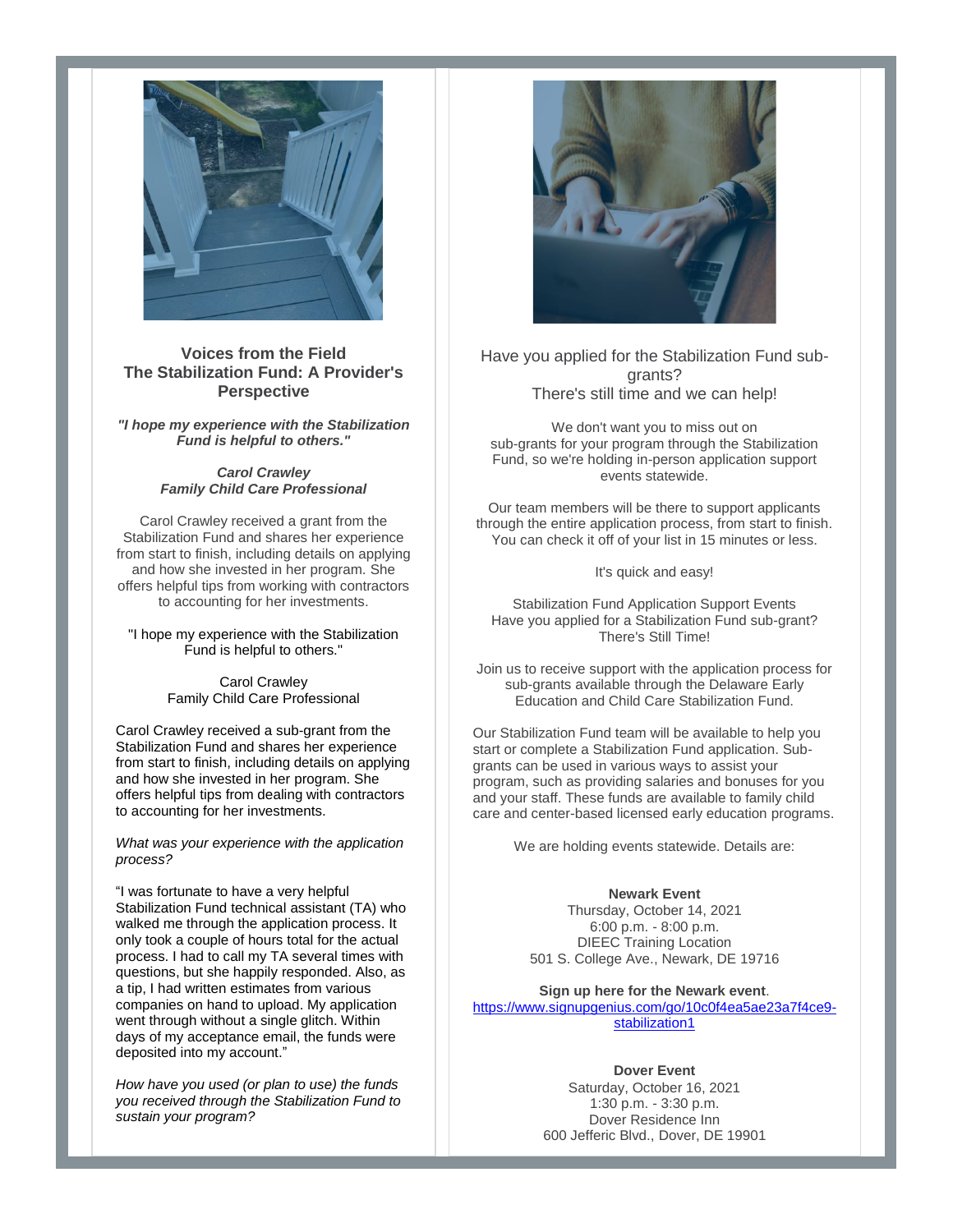## Voices from the Field
## The Stabilization Fund: A Provider's Perspective

***"I hope my experience with the Stabilization Fund is helpful to others."***

***Carol Crawley***
***Family Child Care Professional***

Carol Crawley received a grant from the Stabilization Fund and shares her experience from start to finish, including details on applying and how she invested in her program. She offers helpful tips from working with contractors to accounting for her investments.

"I hope my experience with the Stabilization Fund is helpful to others."

Carol Crawley
Family Child Care Professional

Carol Crawley received a sub-grant from the Stabilization Fund and shares her experience from start to finish, including details on applying and how she invested in her program. She offers helpful tips from dealing with contractors to accounting for her investments.

*What was your experience with the application process?*

"I was fortunate to have a very helpful Stabilization Fund technical assistant (TA) who walked me through the application process. It only took a couple of hours total for the actual process. I had to call my TA several times with questions, but she happily responded. Also, as a tip, I had written estimates from various companies on hand to upload. My application went through without a single glitch. Within days of my acceptance email, the funds were deposited into my account."

*How have you used (or plan to use) the funds you received through the Stabilization Fund to sustain your program?*

Have you applied for the Stabilization Fund sub-grants?
There's still time and we can help!

We don't want you to miss out on sub-grants for your program through the Stabilization Fund, so we're holding in-person application support events statewide.

Our team members will be there to support applicants through the entire application process, from start to finish. You can check it off of your list in 15 minutes or less.

It's quick and easy!

Stabilization Fund Application Support Events
Have you applied for a Stabilization Fund sub-grant?
There's Still Time!

Join us to receive support with the application process for sub-grants available through the Delaware Early Education and Child Care Stabilization Fund.

Our Stabilization Fund team will be available to help you start or complete a Stabilization Fund application. Sub-grants can be used in various ways to assist your program, such as providing salaries and bonuses for you and your staff. These funds are available to family child care and center-based licensed early education programs.

We are holding events statewide. Details are:

**Newark Event**
Thursday, October 14, 2021
6:00 p.m. - 8:00 p.m.
DIEEC Training Location
501 S. College Ave., Newark, DE 19716

**Sign up here for the Newark event**.
https://www.signupgenius.com/go/10c0f4ea5ae23a7f4ce9-stabilization1

**Dover Event**
Saturday, October 16, 2021
1:30 p.m. - 3:30 p.m.
Dover Residence Inn
600 Jefferic Blvd., Dover, DE 19901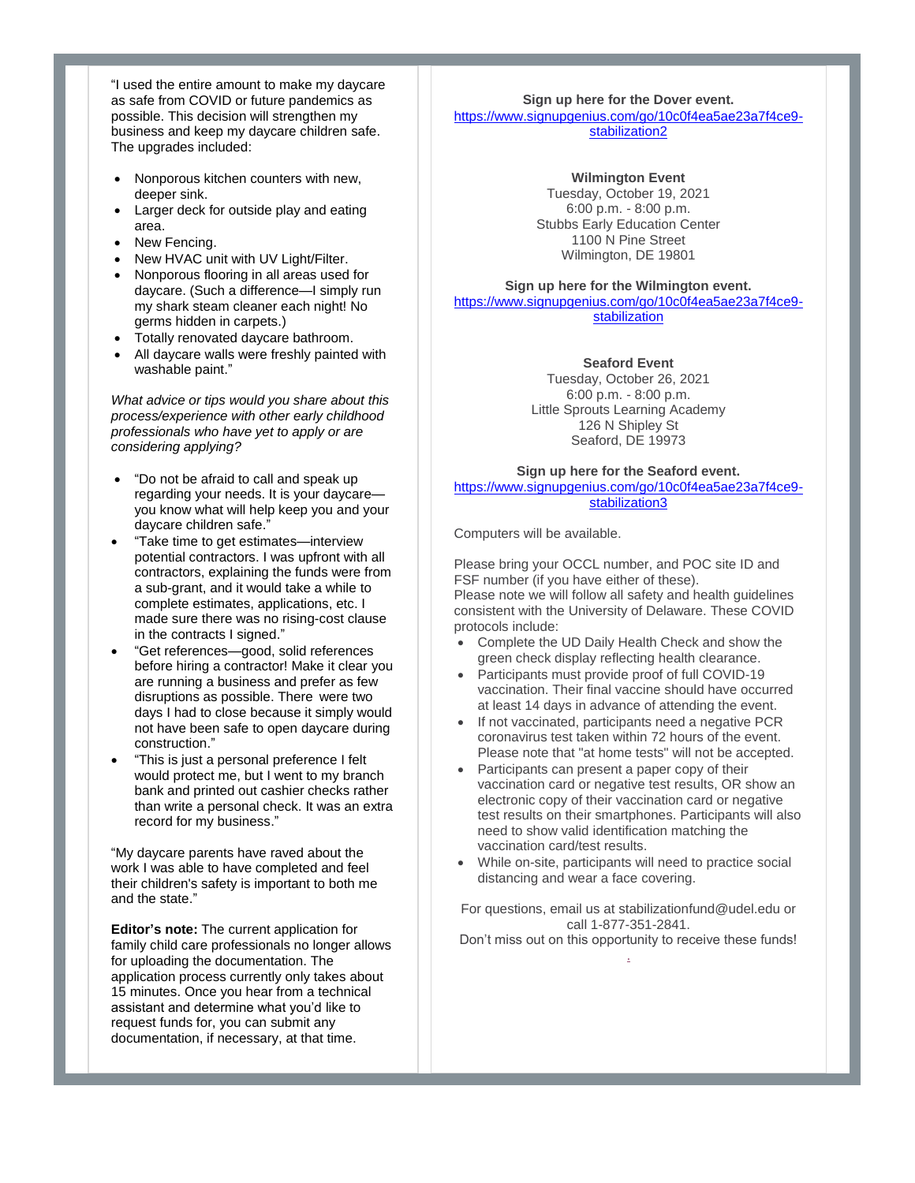"I used the entire amount to make my daycare as safe from COVID or future pandemics as possible. This decision will strengthen my business and keep my daycare children safe. The upgrades included:

- Nonporous kitchen counters with new, deeper sink.
- Larger deck for outside play and eating area.
- New Fencing.
- New HVAC unit with UV Light/Filter.
- Nonporous flooring in all areas used for daycare. (Such a difference—I simply run my shark steam cleaner each night! No germs hidden in carpets.)
- Totally renovated daycare bathroom.
- All daycare walls were freshly painted with washable paint."

*What advice or tips would you share about this process/experience with other early childhood professionals who have yet to apply or are considering applying?*

- "Do not be afraid to call and speak up regarding your needs. It is your daycare—you know what will help keep you and your daycare children safe."
- "Take time to get estimates—interview potential contractors. I was upfront with all contractors, explaining the funds were from a sub-grant, and it would take a while to complete estimates, applications, etc. I made sure there was no rising-cost clause in the contracts I signed."
- "Get references—good, solid references before hiring a contractor! Make it clear you are running a business and prefer as few disruptions as possible. There were two days I had to close because it simply would not have been safe to open daycare during construction."
- "This is just a personal preference I felt would protect me, but I went to my branch bank and printed out cashier checks rather than write a personal check. It was an extra record for my business."

"My daycare parents have raved about the work I was able to have completed and feel their children's safety is important to both me and the state."

**Editor's note:** The current application for family child care professionals no longer allows for uploading the documentation. The application process currently only takes about 15 minutes. Once you hear from a technical assistant and determine what you'd like to request funds for, you can submit any documentation, if necessary, at that time.

**Sign up here for the Dover event.**
https://www.signupgenius.com/go/10c0f4ea5ae23a7f4ce9-stabilization2

**Wilmington Event**
Tuesday, October 19, 2021
6:00 p.m. - 8:00 p.m.
Stubbs Early Education Center
1100 N Pine Street
Wilmington, DE 19801

**Sign up here for the Wilmington event.**
https://www.signupgenius.com/go/10c0f4ea5ae23a7f4ce9-stabilization

**Seaford Event**
Tuesday, October 26, 2021
6:00 p.m. - 8:00 p.m.
Little Sprouts Learning Academy
126 N Shipley St
Seaford, DE 19973

**Sign up here for the Seaford event.**
https://www.signupgenius.com/go/10c0f4ea5ae23a7f4ce9-stabilization3

Computers will be available.

Please bring your OCCL number, and POC site ID and FSF number (if you have either of these).
Please note we will follow all safety and health guidelines consistent with the University of Delaware. These COVID protocols include:

- Complete the UD Daily Health Check and show the green check display reflecting health clearance.
- Participants must provide proof of full COVID-19 vaccination. Their final vaccine should have occurred at least 14 days in advance of attending the event.
- If not vaccinated, participants need a negative PCR coronavirus test taken within 72 hours of the event. Please note that "at home tests" will not be accepted.
- Participants can present a paper copy of their vaccination card or negative test results, OR show an electronic copy of their vaccination card or negative test results on their smartphones. Participants will also need to show valid identification matching the vaccination card/test results.
- While on-site, participants will need to practice social distancing and wear a face covering.

For questions, email us at stabilizationfund@udel.edu or call 1-877-351-2841.
Don't miss out on this opportunity to receive these funds!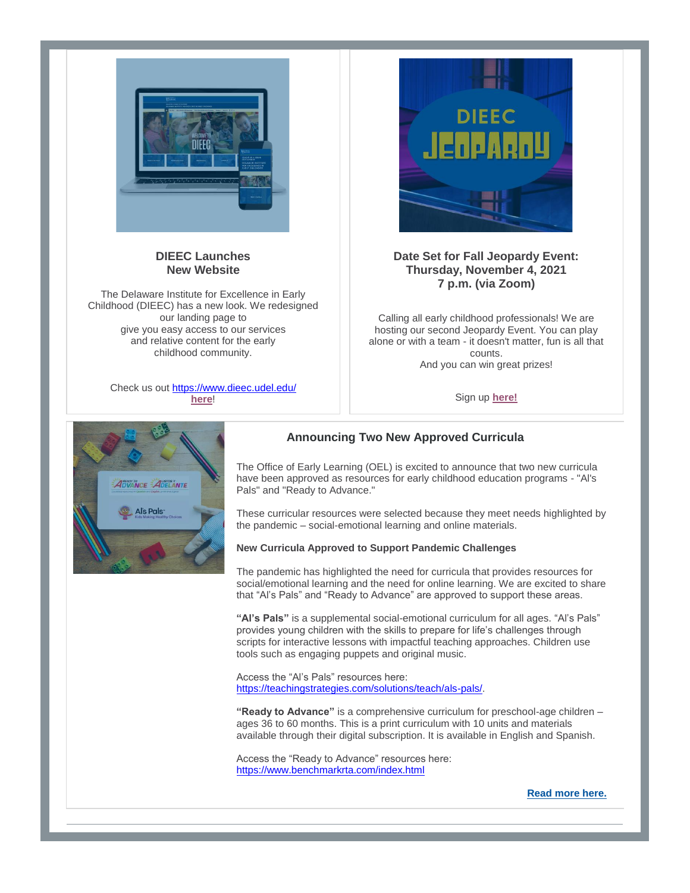## DIEEC Launches New Website

The Delaware Institute for Excellence in Early Childhood (DIEEC) has a new look. We redesigned our landing page to give you easy access to our services and relative content for the early childhood community.

Check us out https://www.dieec.udel.edu/ **here**!

## Date Set for Fall Jeopardy Event: Thursday, November 4, 2021 7 p.m. (via Zoom)

Calling all early childhood professionals! We are hosting our second Jeopardy Event. You can play alone or with a team - it doesn't matter, fun is all that counts.
And you can win great prizes!

Sign up **here!**

## Announcing Two New Approved Curricula

The Office of Early Learning (OEL) is excited to announce that two new curricula have been approved as resources for early childhood education programs - "Al's Pals" and "Ready to Advance."

These curricular resources were selected because they meet needs highlighted by the pandemic – social-emotional learning and online materials.

**New Curricula Approved to Support Pandemic Challenges**

The pandemic has highlighted the need for curricula that provides resources for social/emotional learning and the need for online learning. We are excited to share that "Al's Pals" and "Ready to Advance" are approved to support these areas.

**"Al's Pals"** is a supplemental social-emotional curriculum for all ages. "Al's Pals" provides young children with the skills to prepare for life's challenges through scripts for interactive lessons with impactful teaching approaches. Children use tools such as engaging puppets and original music.

Access the "Al's Pals" resources here:
https://teachingstrategies.com/solutions/teach/als-pals/.

**"Ready to Advance"** is a comprehensive curriculum for preschool-age children – ages 36 to 60 months. This is a print curriculum with 10 units and materials available through their digital subscription. It is available in English and Spanish.

Access the "Ready to Advance" resources here:
https://www.benchmarkrta.com/index.html

**Read more here.**